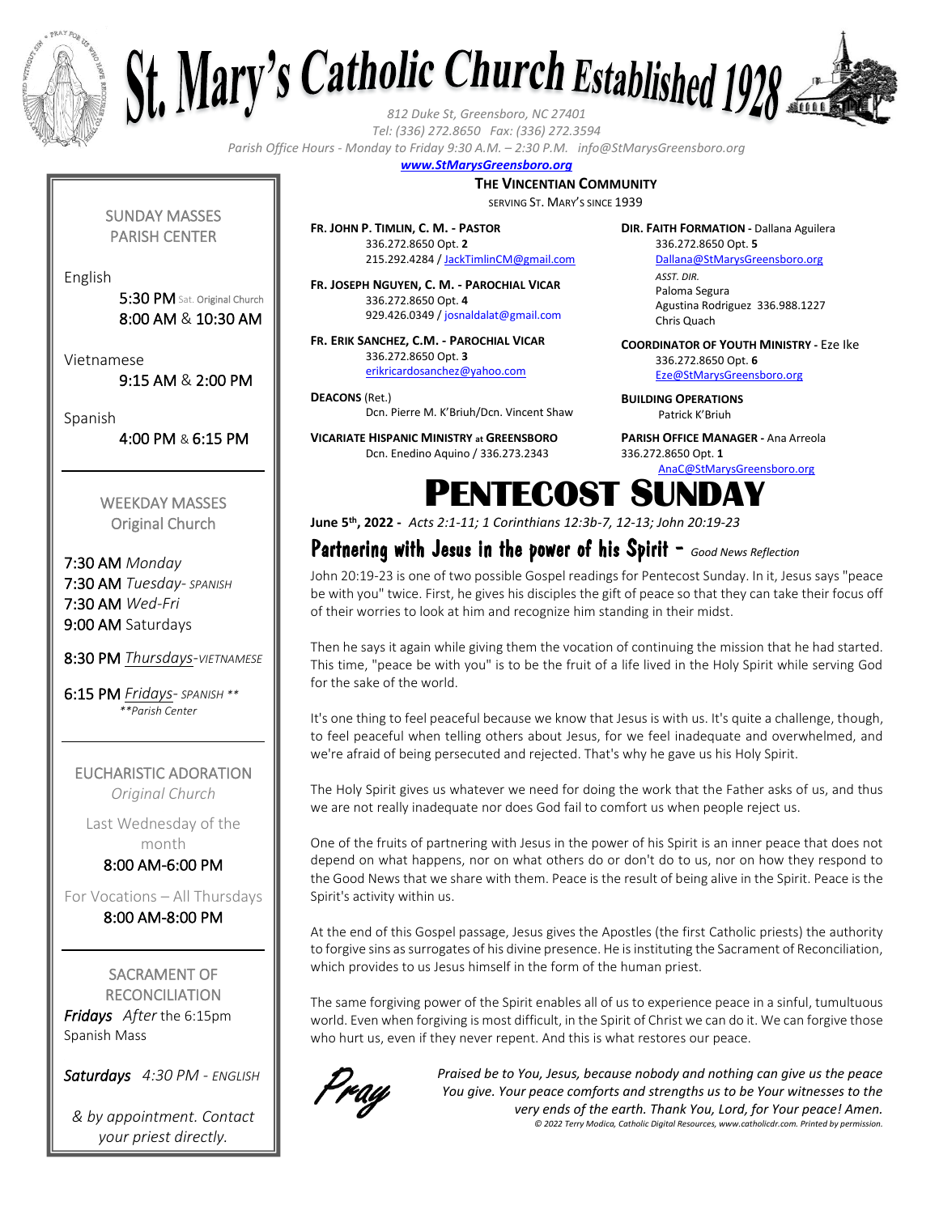# St. Mary's Catholic Church Established 1928

*812 Duke St, Greensboro, NC 27401*
*Tel: (336) 272.8650 Fax: (336) 272.3594*
*Parish Office Hours - Monday to Friday 9:30 A.M. – 2:30 P.M. info@StMarysGreensboro.org*
***www.StMarysGreensboro.org***

**THE VINCENTIAN COMMUNITY**
SERVING ST. MARY'S SINCE 1939

**FR. JOHN P. TIMLIN, C. M. - PASTOR**
336.272.8650 Opt. **2**
215.292.4284 / JackTimlinCM@gmail.com

**FR. JOSEPH NGUYEN, C. M. - PAROCHIAL VICAR**
336.272.8650 Opt. **4**
929.426.0349 / josnaldalat@gmail.com

**FR. ERIK SANCHEZ, C.M. - PAROCHIAL VICAR**
336.272.8650 Opt. **3**
erikricardosanchez@yahoo.com

**DEACONS** (Ret.)
Dcn. Pierre M. K'Briuh/Dcn. Vincent Shaw

**VICARIATE HISPANIC MINISTRY at GREENSBORO**
Dcn. Enedino Aquino / 336.273.2343

**DIR. FAITH FORMATION -** Dallana Aguilera
336.272.8650 Opt. **5**
Dallana@StMarysGreensboro.org
*ASST. DIR.*
Paloma Segura
Agustina Rodriguez 336.988.1227
Chris Quach

**COORDINATOR OF YOUTH MINISTRY -** Eze Ike
336.272.8650 Opt. **6**
Eze@StMarysGreensboro.org

**BUILDING OPERATIONS**
Patrick K'Briuh

**PARISH OFFICE MANAGER -** Ana Arreola
336.272.8650 Opt. **1**
AnaC@StMarysGreensboro.org

SUNDAY MASSES
PARISH CENTER

English
5:30 PM Sat. Original Church
8:00 AM & 10:30 AM

Vietnamese
9:15 AM & 2:00 PM

Spanish
4:00 PM & 6:15 PM

---

WEEKDAY MASSES
Original Church

7:30 AM *Monday*
7:30 AM *Tuesday- SPANISH*
7:30 AM *Wed-Fri*
9:00 AM Saturdays

8:30 PM *Thursdays-VIETNAMESE*

6:15 PM *Fridays- SPANISH \*\**
*\*\*Parish Center*

---

EUCHARISTIC ADORATION
*Original Church*

Last Wednesday of the month
8:00 AM-6:00 PM

For Vocations – All Thursdays
8:00 AM-8:00 PM

---

SACRAMENT OF RECONCILIATION
*Fridays* *After* the 6:15pm Spanish Mass

*Saturdays* *4:30 PM - ENGLISH*

*& by appointment. Contact your priest directly.*

# PENTECOST SUNDAY

**June 5th, 2022 -** *Acts 2:1-11; 1 Corinthians 12:3b-7, 12-13; John 20:19-23*

## Partnering with Jesus in the power of his Spirit - *Good News Reflection*

John 20:19-23 is one of two possible Gospel readings for Pentecost Sunday. In it, Jesus says "peace be with you" twice. First, he gives his disciples the gift of peace so that they can take their focus off of their worries to look at him and recognize him standing in their midst.

Then he says it again while giving them the vocation of continuing the mission that he had started. This time, "peace be with you" is to be the fruit of a life lived in the Holy Spirit while serving God for the sake of the world.

It's one thing to feel peaceful because we know that Jesus is with us. It's quite a challenge, though, to feel peaceful when telling others about Jesus, for we feel inadequate and overwhelmed, and we're afraid of being persecuted and rejected. That's why he gave us his Holy Spirit.

The Holy Spirit gives us whatever we need for doing the work that the Father asks of us, and thus we are not really inadequate nor does God fail to comfort us when people reject us.

One of the fruits of partnering with Jesus in the power of his Spirit is an inner peace that does not depend on what happens, nor on what others do or don't do to us, nor on how they respond to the Good News that we share with them. Peace is the result of being alive in the Spirit. Peace is the Spirit's activity within us.

At the end of this Gospel passage, Jesus gives the Apostles (the first Catholic priests) the authority to forgive sins as surrogates of his divine presence. He is instituting the Sacrament of Reconciliation, which provides to us Jesus himself in the form of the human priest.

The same forgiving power of the Spirit enables all of us to experience peace in a sinful, tumultuous world. Even when forgiving is most difficult, in the Spirit of Christ we can do it. We can forgive those who hurt us, even if they never repent. And this is what restores our peace.

*Pray*

*Praised be to You, Jesus, because nobody and nothing can give us the peace You give. Your peace comforts and strengths us to be Your witnesses to the very ends of the earth. Thank You, Lord, for Your peace! Amen.*

*© 2022 Terry Modica, Catholic Digital Resources, www.catholicdr.com. Printed by permission.*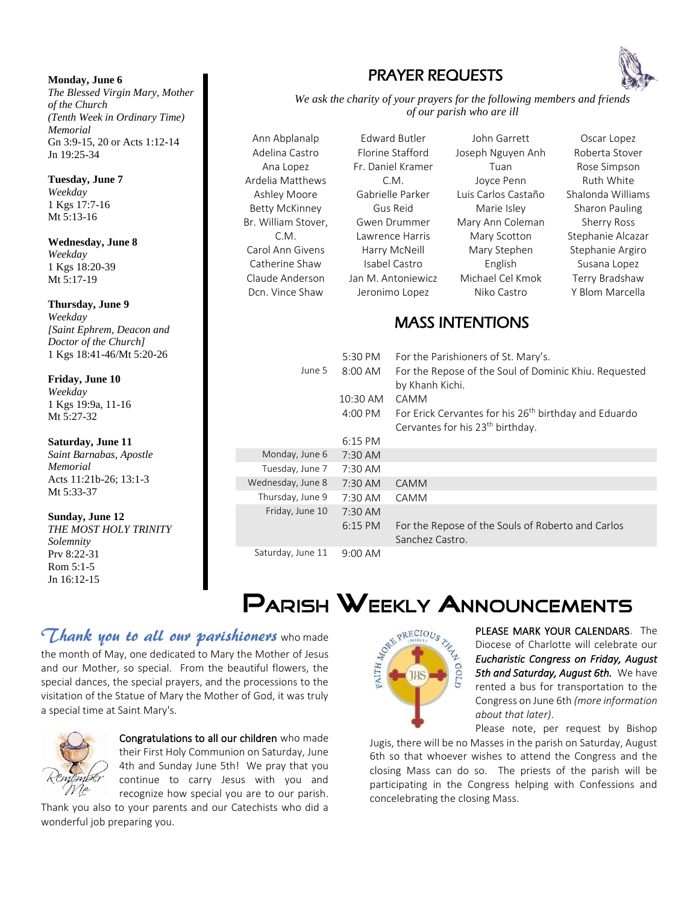**Monday, June 6**
*The Blessed Virgin Mary, Mother of the Church*
*(Tenth Week in Ordinary Time)*
*Memorial*
Gn 3:9-15, 20 or Acts 1:12-14
Jn 19:25-34

**Tuesday, June 7**
*Weekday*
1 Kgs 17:7-16
Mt 5:13-16

**Wednesday, June 8**
*Weekday*
1 Kgs 18:20-39
Mt 5:17-19

**Thursday, June 9**
*Weekday*
*[Saint Ephrem, Deacon and Doctor of the Church]*
1 Kgs 18:41-46/Mt 5:20-26

**Friday, June 10**
*Weekday*
1 Kgs 19:9a, 11-16
Mt 5:27-32

**Saturday, June 11**
*Saint Barnabas, Apostle*
*Memorial*
Acts 11:21b-26; 13:1-3
Mt 5:33-37

**Sunday, June 12**
*THE MOST HOLY TRINITY*
*Solemnity*
Prv 8:22-31
Rom 5:1-5
Jn 16:12-15

## PRAYER REQUESTS

*We ask the charity of your prayers for the following members and friends of our parish who are ill*

Ann Abplanalp
Adelina Castro
Ana Lopez
Ardelia Matthews
Ashley Moore
Betty McKinney
Br. William Stover, C.M.
Carol Ann Givens
Catherine Shaw
Claude Anderson
Dcn. Vince Shaw
Edward Butler
Florine Stafford
Fr. Daniel Kramer C.M.
Gabrielle Parker
Gus Reid
Gwen Drummer
Lawrence Harris
Harry McNeill
Isabel Castro
Jan M. Antoniewicz
Jeronimo Lopez
John Garrett
Joseph Nguyen Anh Tuan
Joyce Penn
Luis Carlos Castaño
Marie Isley
Mary Ann Coleman
Mary Scotton
Mary Stephen English
Michael Cel Kmok
Niko Castro
Oscar Lopez
Roberta Stover
Rose Simpson
Ruth White
Shalonda Williams
Sharon Pauling
Sherry Ross
Stephanie Alcazar
Stephanie Argiro
Susana Lopez
Terry Bradshaw
Y Blom Marcella

## MASS INTENTIONS

| | | |
|---|---|---|
| | 5:30 PM | For the Parishioners of St. Mary's. |
| June 5 | 8:00 AM | For the Repose of the Soul of Dominic Khiu. Requested by Khanh Kichi. |
| | 10:30 AM | CAMM |
| | 4:00 PM | For Erick Cervantes for his 26th birthday and Eduardo Cervantes for his 23th birthday. |
| | 6:15 PM | |
| Monday, June 6 | 7:30 AM | |
| Tuesday, June 7 | 7:30 AM | |
| Wednesday, June 8 | 7:30 AM | CAMM |
| Thursday, June 9 | 7:30 AM | CAMM |
| Friday, June 10 | 7:30 AM | |
| | 6:15 PM | For the Repose of the Souls of Roberto and Carlos Sanchez Castro. |
| Saturday, June 11 | 9:00 AM | |

# PARISH WEEKLY ANNOUNCEMENTS

***Thank you to all our parishioners*** who made the month of May, one dedicated to Mary the Mother of Jesus and our Mother, so special. From the beautiful flowers, the special dances, the special prayers, and the processions to the visitation of the Statue of Mary the Mother of God, it was truly a special time at Saint Mary's.

**Congratulations to all our children** who made their First Holy Communion on Saturday, June 4th and Sunday June 5th! We pray that you continue to carry Jesus with you and recognize how special you are to our parish. Thank you also to your parents and our Catechists who did a wonderful job preparing you.

**PLEASE MARK YOUR CALENDARS**. The Diocese of Charlotte will celebrate our ***Eucharistic Congress on Friday, August 5th and Saturday, August 6th.*** We have rented a bus for transportation to the Congress on June 6th *(more information about that later)*.

Please note, per request by Bishop Jugis, there will be no Masses in the parish on Saturday, August 6th so that whoever wishes to attend the Congress and the closing Mass can do so. The priests of the parish will be participating in the Congress helping with Confessions and concelebrating the closing Mass.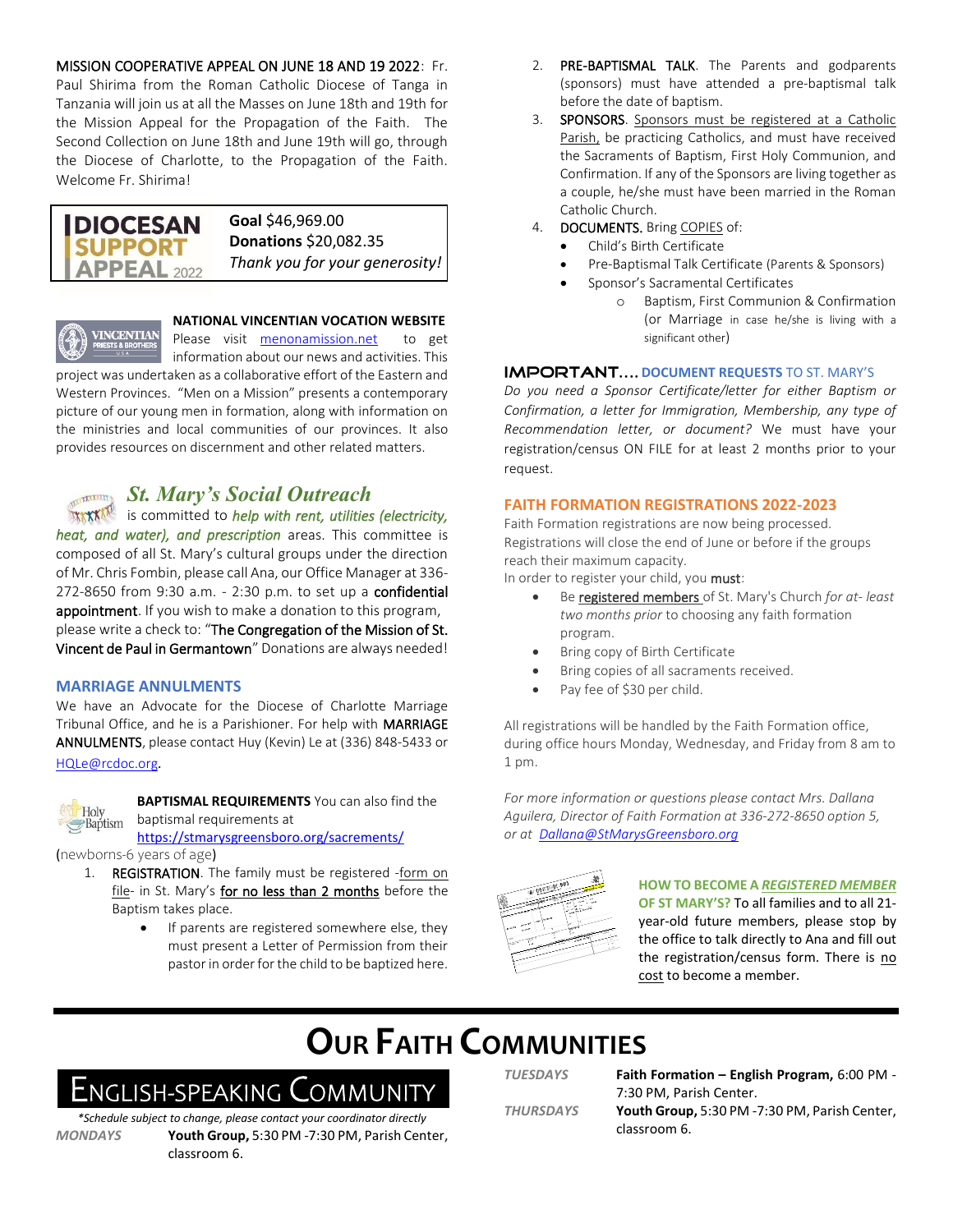**MISSION COOPERATIVE APPEAL ON JUNE 18 AND 19 2022**: Fr. Paul Shirima from the Roman Catholic Diocese of Tanga in Tanzania will join us at all the Masses on June 18th and 19th for the Mission Appeal for the Propagation of the Faith. The Second Collection on June 18th and June 19th will go, through the Diocese of Charlotte, to the Propagation of the Faith. Welcome Fr. Shirima!

**DIOCESAN SUPPORT APPEAL 2022**

**Goal** $46,969.00
**Donations** $20,082.35
*Thank you for your generosity!*

**NATIONAL VINCENTIAN VOCATION WEBSITE**

Please visit menonamission.net to get information about our news and activities. This project was undertaken as a collaborative effort of the Eastern and Western Provinces. "Men on a Mission" presents a contemporary picture of our young men in formation, along with information on the ministries and local communities of our provinces. It also provides resources on discernment and other related matters.

## *St. Mary's Social Outreach*

is committed to *help with rent, utilities (electricity, heat, and water), and prescription* areas. This committee is composed of all St. Mary's cultural groups under the direction of Mr. Chris Fombin, please call Ana, our Office Manager at 336-272-8650 from 9:30 a.m. - 2:30 p.m. to set up a **confidential appointment**. If you wish to make a donation to this program, please write a check to: "**The Congregation of the Mission of St. Vincent de Paul in Germantown**" Donations are always needed!

### MARRIAGE ANNULMENTS

We have an Advocate for the Diocese of Charlotte Marriage Tribunal Office, and he is a Parishioner. For help with **MARRIAGE ANNULMENTS**, please contact Huy (Kevin) Le at (336) 848-5433 or HQLe@rcdoc.org.

**BAPTISMAL REQUIREMENTS** You can also find the baptismal requirements at https://stmarysgreensboro.org/sacrements/

(newborns-6 years of age)

1. **REGISTRATION**. The family must be registered -form on file- in St. Mary's <u>for no less than 2 months</u> before the Baptism takes place.
   - If parents are registered somewhere else, they must present a Letter of Permission from their pastor in order for the child to be baptized here.
2. **PRE-BAPTISMAL TALK**. The Parents and godparents (sponsors) must have attended a pre-baptismal talk before the date of baptism.
3. **SPONSORS**. <u>Sponsors must be registered at a Catholic Parish,</u> be practicing Catholics, and must have received the Sacraments of Baptism, First Holy Communion, and Confirmation. If any of the Sponsors are living together as a couple, he/she must have been married in the Roman Catholic Church.
4. **DOCUMENTS.** Bring <u>COPIES</u> of:
   - Child's Birth Certificate
   - Pre-Baptismal Talk Certificate (Parents & Sponsors)
   - Sponsor's Sacramental Certificates
     - Baptism, First Communion & Confirmation (or Marriage in case he/she is living with a significant other)

### IMPORTANT…. DOCUMENT REQUESTS TO ST. MARY'S

*Do you need a Sponsor Certificate/letter for either Baptism or Confirmation, a letter for Immigration, Membership, any type of Recommendation letter, or document?* We must have your registration/census ON FILE for at least 2 months prior to your request.

### FAITH FORMATION REGISTRATIONS 2022-2023

Faith Formation registrations are now being processed. Registrations will close the end of June or before if the groups reach their maximum capacity.

In order to register your child, you **must**:

- Be <u>registered members</u> of St. Mary's Church *for at- least two months prior* to choosing any faith formation program.
- Bring copy of Birth Certificate
- Bring copies of all sacraments received.
- Pay fee of $30 per child.

All registrations will be handled by the Faith Formation office, during office hours Monday, Wednesday, and Friday from 8 am to 1 pm.

*For more information or questions please contact Mrs. Dallana Aguilera, Director of Faith Formation at 336-272-8650 option 5, or at Dallana@StMarysGreensboro.org*

**HOW TO BECOME A *REGISTERED MEMBER* OF ST MARY'S?** To all families and to all 21-year-old future members, please stop by the office to talk directly to Ana and fill out the registration/census form. There is <u>no cost</u> to become a member.

# OUR FAITH COMMUNITIES

## ENGLISH-SPEAKING COMMUNITY

*\*Schedule subject to change, please contact your coordinator directly*

| | |
|---|---|
| *MONDAYS* | **Youth Group,** 5:30 PM -7:30 PM, Parish Center, classroom 6. |
| *TUESDAYS* | **Faith Formation – English Program,** 6:00 PM - 7:30 PM, Parish Center. |
| *THURSDAYS* | **Youth Group,** 5:30 PM -7:30 PM, Parish Center, classroom 6. |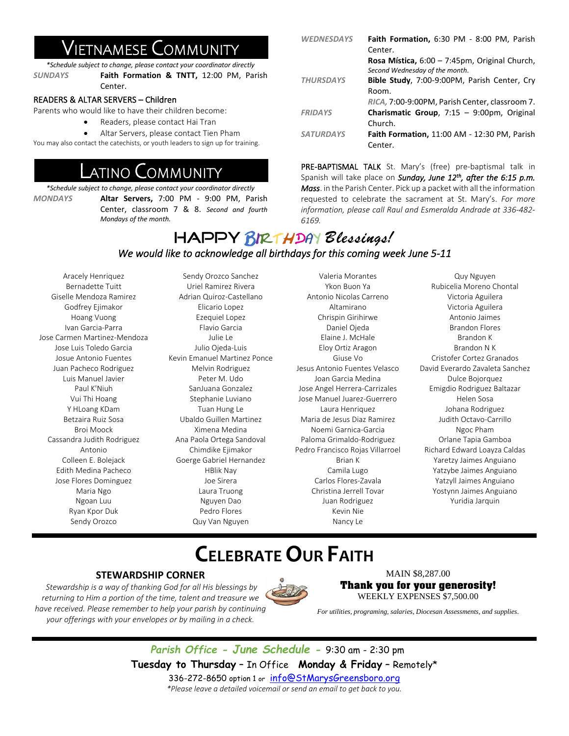# Vietnamese Community

*\*Schedule subject to change, please contact your coordinator directly*

*SUNDAYS* **Faith Formation & TNTT,** 12:00 PM, Parish Center.

## READERS & ALTAR SERVERS – Children

Parents who would like to have their children become:

- Readers, please contact Hai Tran
- Altar Servers, please contact Tien Pham

You may also contact the catechists, or youth leaders to sign up for training.

# Latino Community

*\*Schedule subject to change, please contact your coordinator directly*

*MONDAYS* **Altar Servers,** 7:00 PM - 9:00 PM, Parish Center, classroom 7 & 8. *Second and fourth Mondays of the month.*

*WEDNESDAYS* **Faith Formation,** 6:30 PM - 8:00 PM, Parish Center.
**Rosa Mística,** 6:00 – 7:45pm, Original Church, *Second Wednesday of the month.*

*THURSDAYS* **Bible Study**, 7:00-9:00PM, Parish Center, Cry Room.
*RICA,* 7:00-9:00PM, Parish Center, classroom 7.

*FRIDAYS* **Charismatic Group**, 7:15 – 9:00pm, Original Church.

*SATURDAYS* **Faith Formation,** 11:00 AM - 12:30 PM, Parish Center.

PRE-BAPTISMAL TALK St. Mary's (free) pre-baptismal talk in Spanish will take place on ***Sunday, June 12th, after the 6:15 p.m. Mass***. in the Parish Center. Pick up a packet with all the information requested to celebrate the sacrament at St. Mary's. *For more information, please call Raul and Esmeralda Andrade at 336-482-6169.*

# HAPPY BIRTHDAY *Blessings!*

*We would like to acknowledge all birthdays for this coming week June 5-11*

Aracely Henriquez
Bernadette Tuitt
Giselle Mendoza Ramirez
Godfrey Ejimakor
Hoang Vuong
Ivan Garcia-Parra
Jose Carmen Martinez-Mendoza
Jose Luis Toledo Garcia
Josue Antonio Fuentes
Juan Pacheco Rodriguez
Luis Manuel Javier
Paul K'Niuh
Vui Thi Hoang
Y HLoang KDam
Betzaira Ruiz Sosa
Broi Moock
Cassandra Judith Rodriguez
Antonio
Colleen E. Bolejack
Edith Medina Pacheco
Jose Flores Dominguez
Maria Ngo
Ngoan Luu
Ryan Kpor Duk
Sendy Orozco

Sendy Orozco Sanchez
Uriel Ramirez Rivera
Adrian Quiroz-Castellano
Elicario Lopez
Ezequiel Lopez
Flavio Garcia
Julie Le
Julio Ojeda-Luis
Kevin Emanuel Martinez Ponce
Melvin Rodriguez
Peter M. Udo
SanJuana Gonzalez
Stephanie Luviano
Tuan Hung Le
Ubaldo Guillen Martinez
Ximena Medina
Ana Paola Ortega Sandoval
Chimdike Ejimakor
Goerge Gabriel Hernandez
HBlik Nay
Joe Sirera
Laura Truong
Nguyen Dao
Pedro Flores
Quy Van Nguyen

Valeria Morantes
Ykon Buon Ya
Antonio Nicolas Carreno
Altamirano
Chrispin Girihirwe
Daniel Ojeda
Elaine J. McHale
Eloy Ortiz Aragon
Giuse Vo
Jesus Antonio Fuentes Velasco
Joan Garcia Medina
Jose Angel Herrera-Carrizales
Jose Manuel Juarez-Guerrero
Laura Henriquez
Maria de Jesus Diaz Ramirez
Noemi Garnica-Garcia
Paloma Grimaldo-Rodriguez
Pedro Francisco Rojas Villarroel
Brian K
Camila Lugo
Carlos Flores-Zavala
Christina Jerrell Tovar
Juan Rodriguez
Kevin Nie
Nancy Le

Quy Nguyen
Rubicelia Moreno Chontal
Victoria Aguilera
Victoria Aguilera
Antonio Jaimes
Brandon Flores
Brandon K
Brandon N K
Cristofer Cortez Granados
David Everardo Zavaleta Sanchez
Dulce Bojorquez
Emigdio Rodriguez Baltazar
Helen Sosa
Johana Rodriguez
Judith Octavo-Carrillo
Ngoc Pham
Orlane Tapia Gamboa
Richard Edward Loayza Caldas
Yaretzy Jaimes Anguiano
Yatzybe Jaimes Anguiano
Yatzyll Jaimes Anguiano
Yostynn Jaimes Anguiano
Yuridia Jarquin

# Celebrate Our Faith

## STEWARDSHIP CORNER

*Stewardship is a way of thanking God for all His blessings by returning to Him a portion of the time, talent and treasure we have received. Please remember to help your parish by continuing your offerings with your envelopes or by mailing in a check.*

MAIN $8,287.00

**Thank you for your generosity!**

WEEKLY EXPENSES $7,500.00

*For utilities, programing, salaries, Diocesan Assessments, and supplies.*

***Parish Office - June Schedule -*** 9:30 am - 2:30 pm

**Tuesday to Thursday** – In Office **Monday & Friday** – Remotely*

336-272-8650 option 1 or info@StMarysGreensboro.org

*\*Please leave a detailed voicemail or send an email to get back to you.*